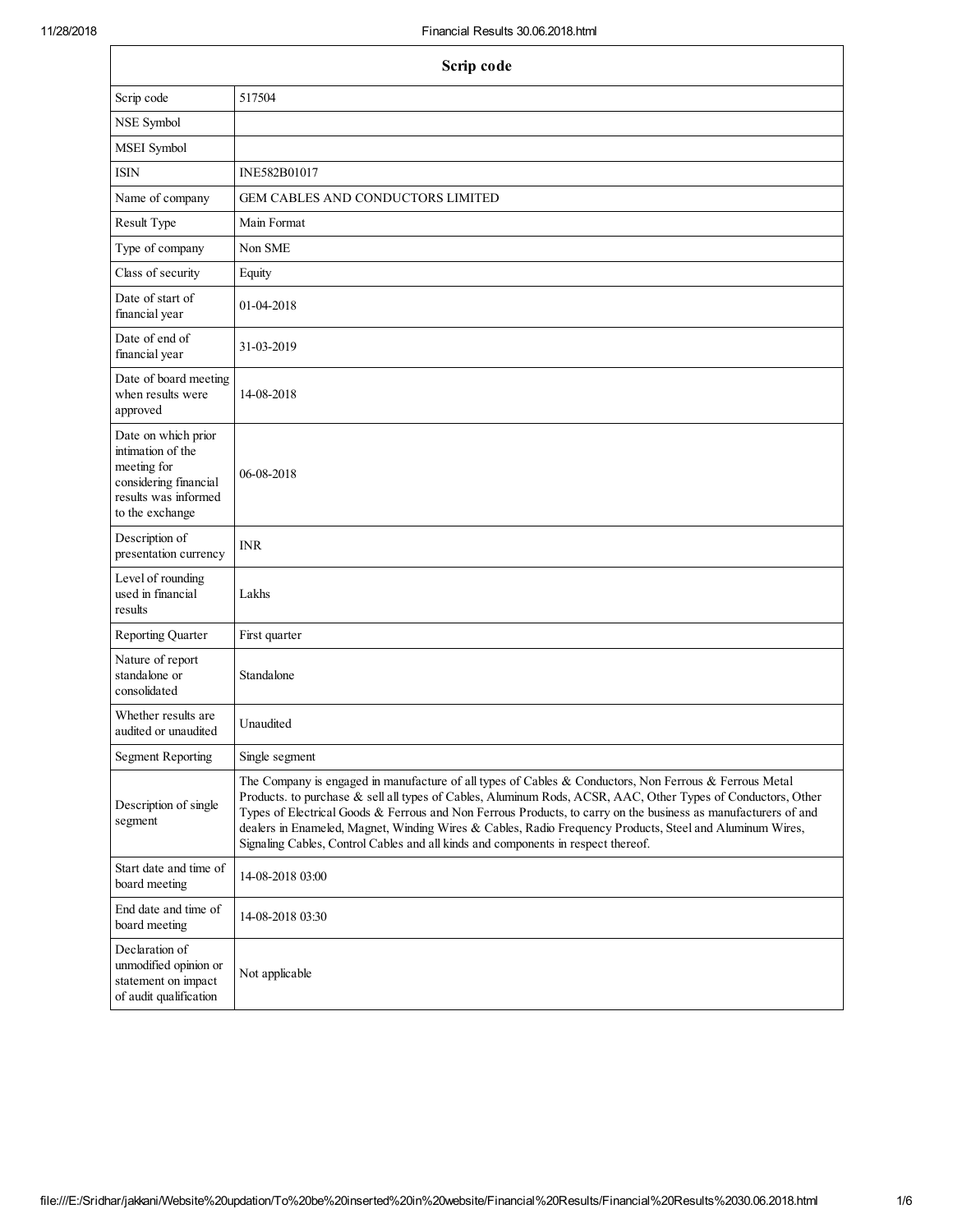| Scrip code | |
|---|---|
| Scrip code | 517504 |
| NSE Symbol | |
| MSEI Symbol | |
| ISIN | INE582B01017 |
| Name of company | GEM CABLES AND CONDUCTORS LIMITED |
| Result Type | Main Format |
| Type of company | Non SME |
| Class of security | Equity |
| Date of start of financial year | 01-04-2018 |
| Date of end of financial year | 31-03-2019 |
| Date of board meeting when results were approved | 14-08-2018 |
| Date on which prior intimation of the meeting for considering financial results was informed to the exchange | 06-08-2018 |
| Description of presentation currency | INR |
| Level of rounding used in financial results | Lakhs |
| Reporting Quarter | First quarter |
| Nature of report standalone or consolidated | Standalone |
| Whether results are audited or unaudited | Unaudited |
| Segment Reporting | Single segment |
| Description of single segment | The Company is engaged in manufacture of all types of Cables & Conductors, Non Ferrous & Ferrous Metal Products. to purchase & sell all types of Cables, Aluminum Rods, ACSR, AAC, Other Types of Conductors, Other Types of Electrical Goods & Ferrous and Non Ferrous Products, to carry on the business as manufacturers of and dealers in Enameled, Magnet, Winding Wires & Cables, Radio Frequency Products, Steel and Aluminum Wires, Signaling Cables, Control Cables and all kinds and components in respect thereof. |
| Start date and time of board meeting | 14-08-2018 03:00 |
| End date and time of board meeting | 14-08-2018 03:30 |
| Declaration of unmodified opinion or statement on impact of audit qualification | Not applicable |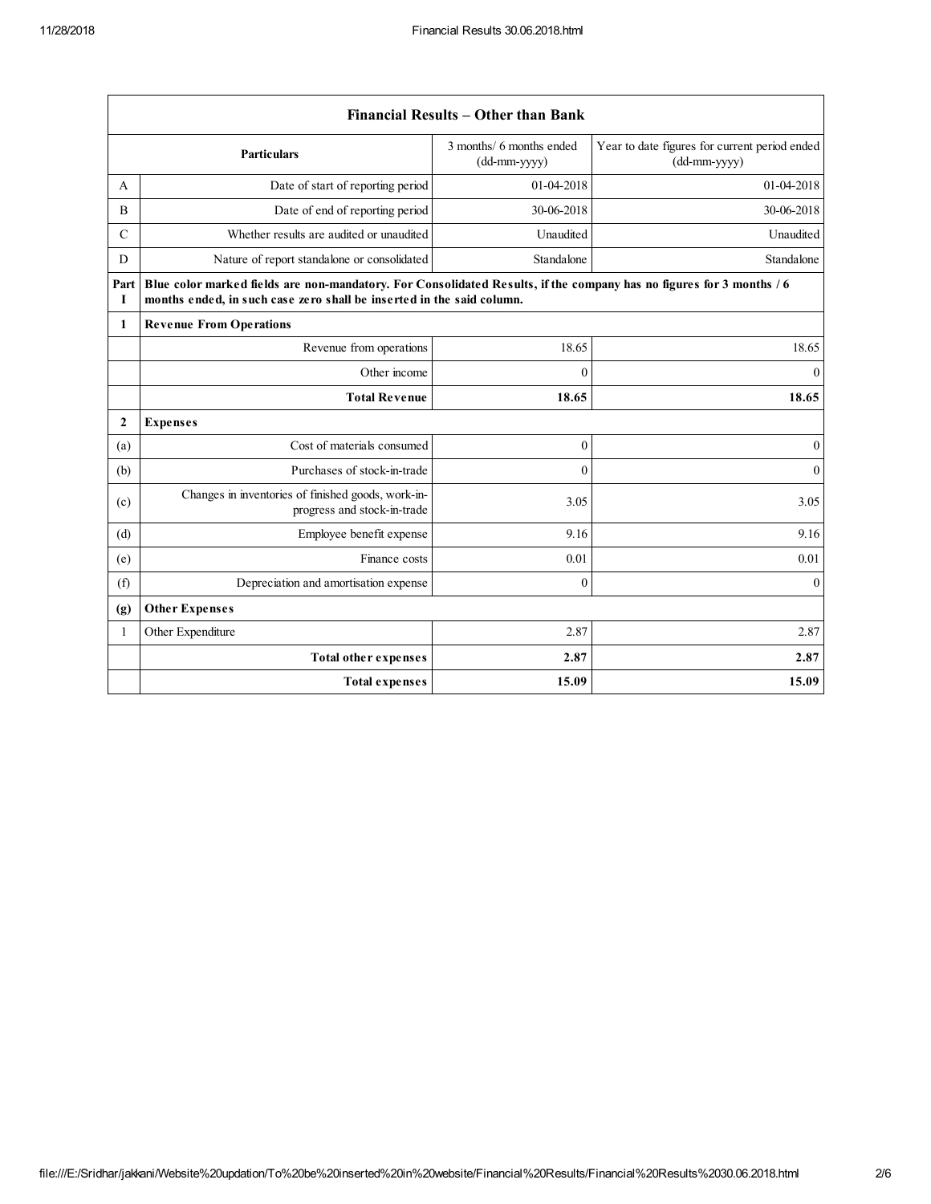| Financial Results – Other than Bank | | | |
|---|---|---|---|
| | **Particulars** | 3 months/ 6 months ended (dd-mm-yyyy) | Year to date figures for current period ended (dd-mm-yyyy) |
| A | Date of start of reporting period | 01-04-2018 | 01-04-2018 |
| B | Date of end of reporting period | 30-06-2018 | 30-06-2018 |
| C | Whether results are audited or unaudited | Unaudited | Unaudited |
| D | Nature of report standalone or consolidated | Standalone | Standalone |
| **Part I** | **Blue color marked fields are non-mandatory. For Consolidated Results, if the company has no figures for 3 months / 6 months ended, in such case zero shall be inserted in the said column.** | | |
| **1** | **Revenue From Operations** | | |
| | Revenue from operations | 18.65 | 18.65 |
| | Other income | 0 | 0 |
| | **Total Revenue** | **18.65** | **18.65** |
| **2** | **Expenses** | | |
| (a) | Cost of materials consumed | 0 | 0 |
| (b) | Purchases of stock-in-trade | 0 | 0 |
| (c) | Changes in inventories of finished goods, work-in-progress and stock-in-trade | 3.05 | 3.05 |
| (d) | Employee benefit expense | 9.16 | 9.16 |
| (e) | Finance costs | 0.01 | 0.01 |
| (f) | Depreciation and amortisation expense | 0 | 0 |
| **(g)** | **Other Expenses** | | |
| 1 | Other Expenditure | 2.87 | 2.87 |
| | **Total other expenses** | **2.87** | **2.87** |
| | **Total expenses** | **15.09** | **15.09** |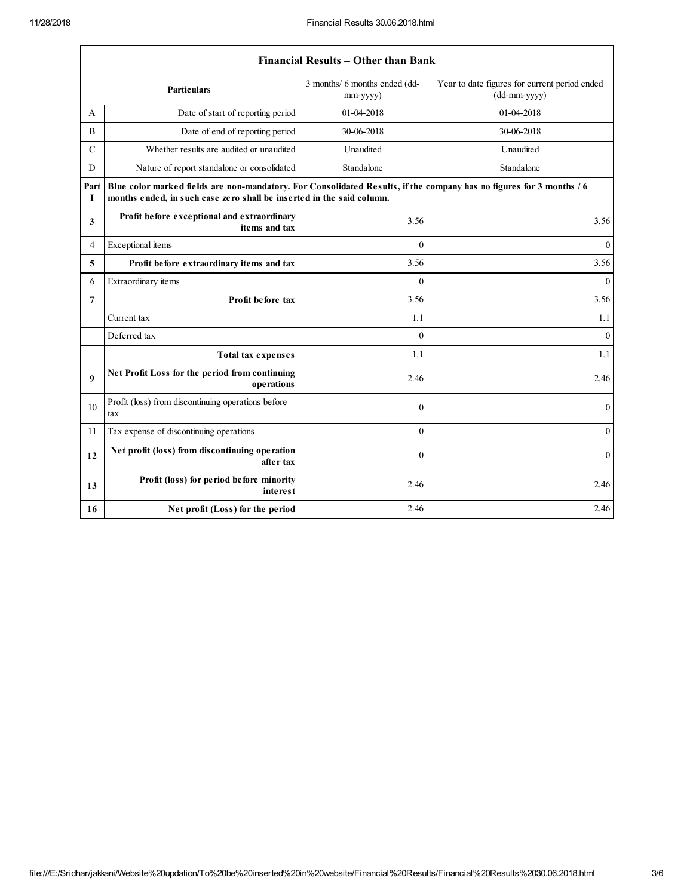| Financial Results – Other than Bank | | | |
|---|---|---|---|
| | **Particulars** | 3 months/ 6 months ended (dd-mm-yyyy) | Year to date figures for current period ended (dd-mm-yyyy) |
| A | Date of start of reporting period | 01-04-2018 | 01-04-2018 |
| B | Date of end of reporting period | 30-06-2018 | 30-06-2018 |
| C | Whether results are audited or unaudited | Unaudited | Unaudited |
| D | Nature of report standalone or consolidated | Standalone | Standalone |
| **Part I** | **Blue color marked fields are non-mandatory. For Consolidated Results, if the company has no figures for 3 months / 6 months ended, in such case zero shall be inserted in the said column.** | | |
| **3** | **Profit before exceptional and extraordinary items and tax** | 3.56 | 3.56 |
| 4 | Exceptional items | 0 | 0 |
| **5** | **Profit before extraordinary items and tax** | 3.56 | 3.56 |
| 6 | Extraordinary items | 0 | 0 |
| **7** | **Profit before tax** | 3.56 | 3.56 |
| | Current tax | 1.1 | 1.1 |
| | Deferred tax | 0 | 0 |
| | **Total tax expenses** | 1.1 | 1.1 |
| **9** | **Net Profit Loss for the period from continuing operations** | 2.46 | 2.46 |
| 10 | Profit (loss) from discontinuing operations before tax | 0 | 0 |
| 11 | Tax expense of discontinuing operations | 0 | 0 |
| **12** | **Net profit (loss) from discontinuing operation after tax** | 0 | 0 |
| **13** | **Profit (loss) for period before minority interest** | 2.46 | 2.46 |
| **16** | **Net profit (Loss) for the period** | 2.46 | 2.46 |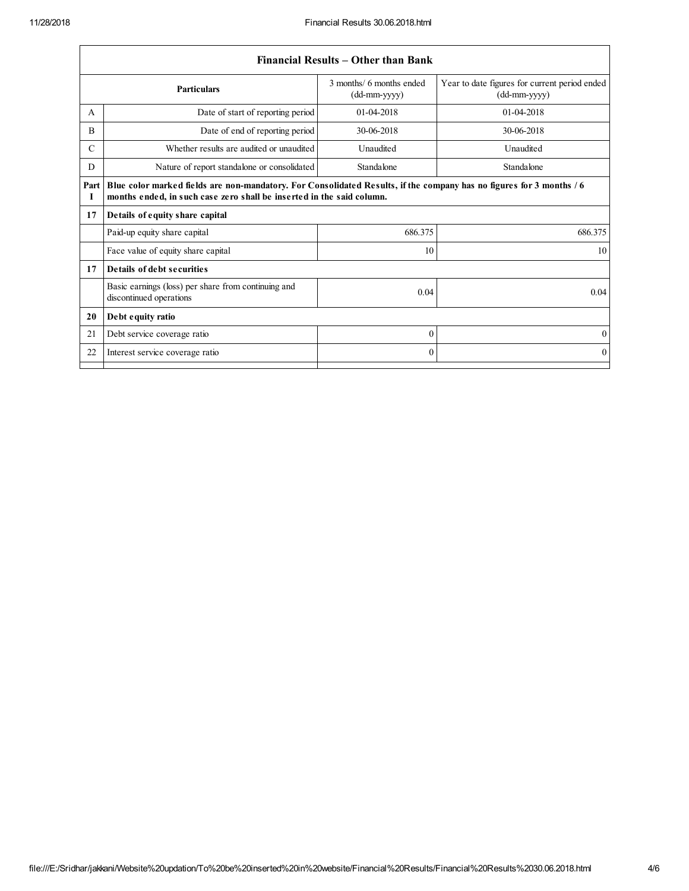| Financial Results – Other than Bank | | | |
|---|---|---|---|
| | **Particulars** | 3 months/ 6 months ended (dd-mm-yyyy) | Year to date figures for current period ended (dd-mm-yyyy) |
| A | Date of start of reporting period | 01-04-2018 | 01-04-2018 |
| B | Date of end of reporting period | 30-06-2018 | 30-06-2018 |
| C | Whether results are audited or unaudited | Unaudited | Unaudited |
| D | Nature of report standalone or consolidated | Standalone | Standalone |
| **Part I** | **Blue color marked fields are non-mandatory. For Consolidated Results, if the company has no figures for 3 months / 6 months ended, in such case zero shall be inserted in the said column.** | | |
| **17** | **Details of equity share capital** | | |
| | Paid-up equity share capital | 686.375 | 686.375 |
| | Face value of equity share capital | 10 | 10 |
| **17** | **Details of debt securities** | | |
| | Basic earnings (loss) per share from continuing and discontinued operations | 0.04 | 0.04 |
| **20** | **Debt equity ratio** | | |
| 21 | Debt service coverage ratio | 0 | 0 |
| 22 | Interest service coverage ratio | 0 | 0 |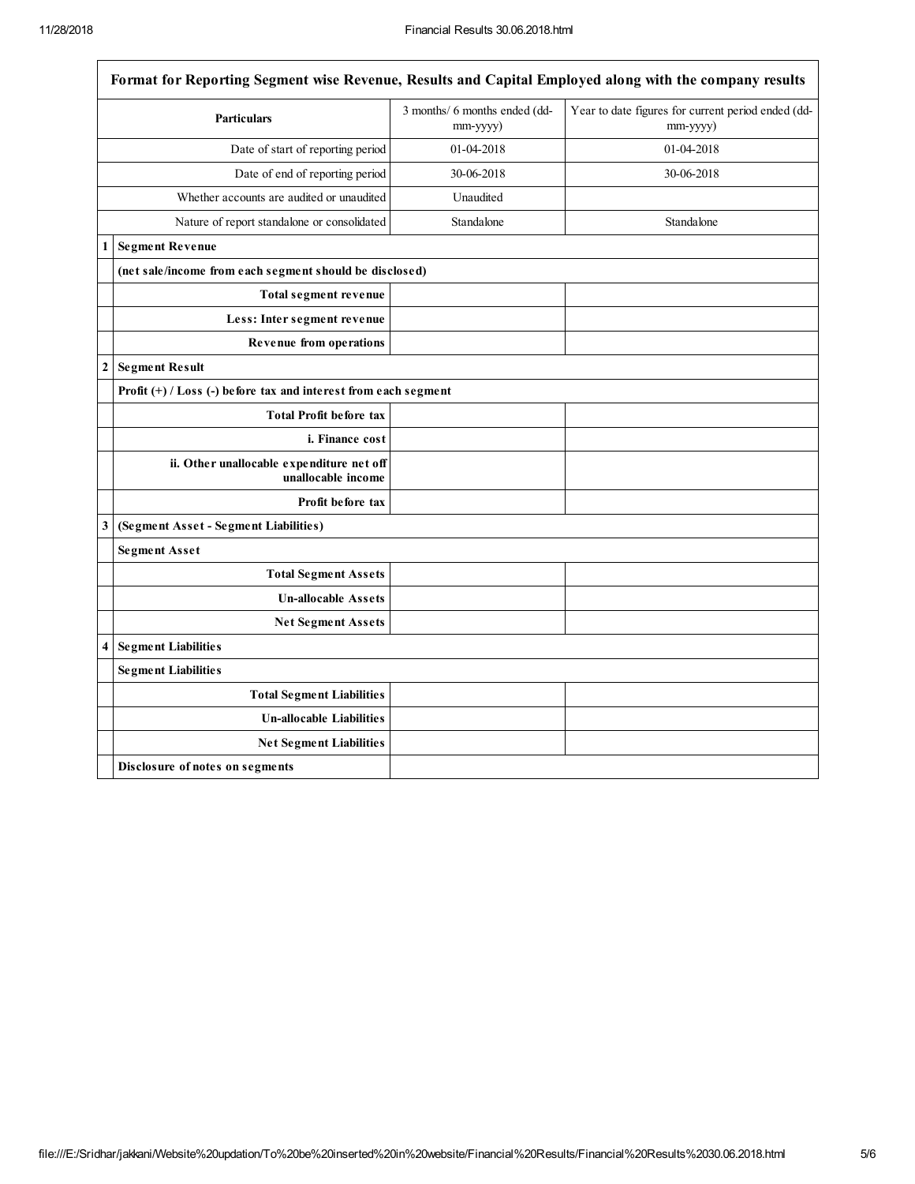| Format for Reporting Segment wise Revenue, Results and Capital Employed along with the company results | | | |
|---|---|---|---|
| | **Particulars** | 3 months/ 6 months ended (dd-mm-yyyy) | Year to date figures for current period ended (dd-mm-yyyy) |
| | Date of start of reporting period | 01-04-2018 | 01-04-2018 |
| | Date of end of reporting period | 30-06-2018 | 30-06-2018 |
| | Whether accounts are audited or unaudited | Unaudited | |
| | Nature of report standalone or consolidated | Standalone | Standalone |
| **1** | **Segment Revenue** | | |
| | **(net sale/income from each segment should be disclosed)** | | |
| | **Total segment revenue** | | |
| | **Less: Inter segment revenue** | | |
| | **Revenue from operations** | | |
| **2** | **Segment Result** | | |
| | **Profit (+) / Loss (-) before tax and interest from each segment** | | |
| | **Total Profit before tax** | | |
| | **i. Finance cost** | | |
| | **ii. Other unallocable expenditure net off unallocable income** | | |
| | **Profit before tax** | | |
| **3** | **(Segment Asset - Segment Liabilities)** | | |
| | **Segment Asset** | | |
| | **Total Segment Assets** | | |
| | **Un-allocable Assets** | | |
| | **Net Segment Assets** | | |
| **4** | **Segment Liabilities** | | |
| | **Segment Liabilities** | | |
| | **Total Segment Liabilities** | | |
| | **Un-allocable Liabilities** | | |
| | **Net Segment Liabilities** | | |
| | **Disclosure of notes on segments** | | |